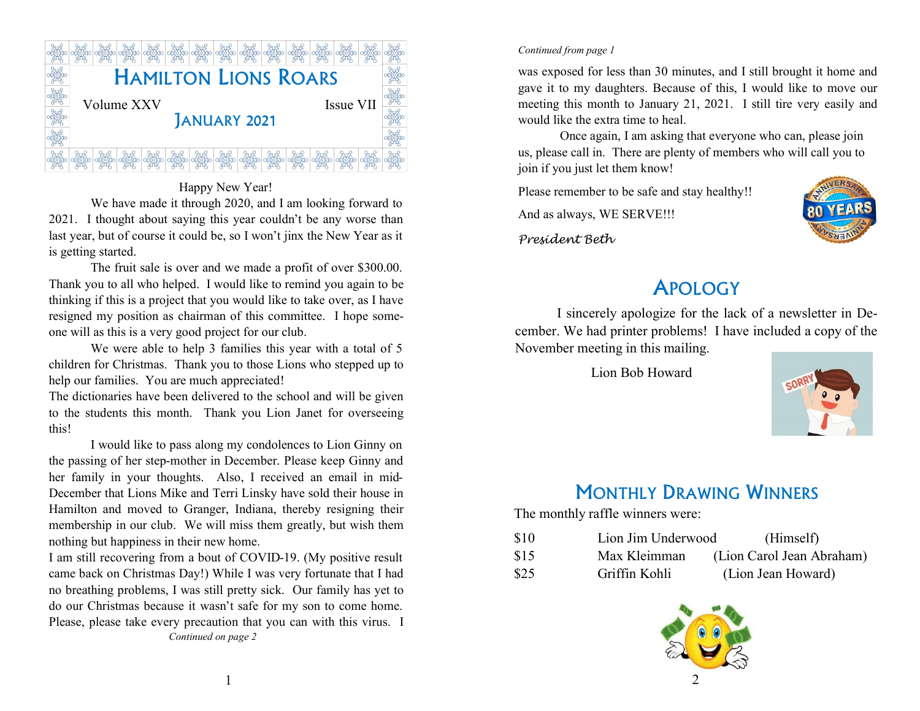# HAMILTON LIONS ROARS

Volume XXV — Issue VII

## JANUARY 2021

Happy New Year!

We have made it through 2020, and I am looking forward to 2021. I thought about saying this year couldn't be any worse than last year, but of course it could be, so I won't jinx the New Year as it is getting started.

The fruit sale is over and we made a profit of over $300.00. Thank you to all who helped. I would like to remind you again to be thinking if this is a project that you would like to take over, as I have resigned my position as chairman of this committee. I hope someone will as this is a very good project for our club.

We were able to help 3 families this year with a total of 5 children for Christmas. Thank you to those Lions who stepped up to help our families. You are much appreciated!

The dictionaries have been delivered to the school and will be given to the students this month. Thank you Lion Janet for overseeing this!

I would like to pass along my condolences to Lion Ginny on the passing of her step-mother in December. Please keep Ginny and her family in your thoughts. Also, I received an email in mid-December that Lions Mike and Terri Linsky have sold their house in Hamilton and moved to Granger, Indiana, thereby resigning their membership in our club. We will miss them greatly, but wish them nothing but happiness in their new home.

I am still recovering from a bout of COVID-19. (My positive result came back on Christmas Day!) While I was very fortunate that I had no breathing problems, I was still pretty sick. Our family has yet to do our Christmas because it wasn't safe for my son to come home. Please, please take every precaution that you can with this virus. I was exposed for less than 30 minutes, and I still brought it home and gave it to my daughters. Because of this, I would like to move our meeting this month to January 21, 2021. I still tire very easily and would like the extra time to heal.

Once again, I am asking that everyone who can, please join us, please call in. There are plenty of members who will call you to join if you just let them know!

Please remember to be safe and stay healthy!!

And as always, WE SERVE!!!

*President Beth*

## APOLOGY

I sincerely apologize for the lack of a newsletter in December. We had printer problems! I have included a copy of the November meeting in this mailing.

Lion Bob Howard

## MONTHLY DRAWING WINNERS

The monthly raffle winners were:

| | | |
|---|---|---|
| $10 | Lion Jim Underwood | (Himself) |
| $15 | Max Kleimman | (Lion Carol Jean Abraham) |
| $25 | Griffin Kohli | (Lion Jean Howard) |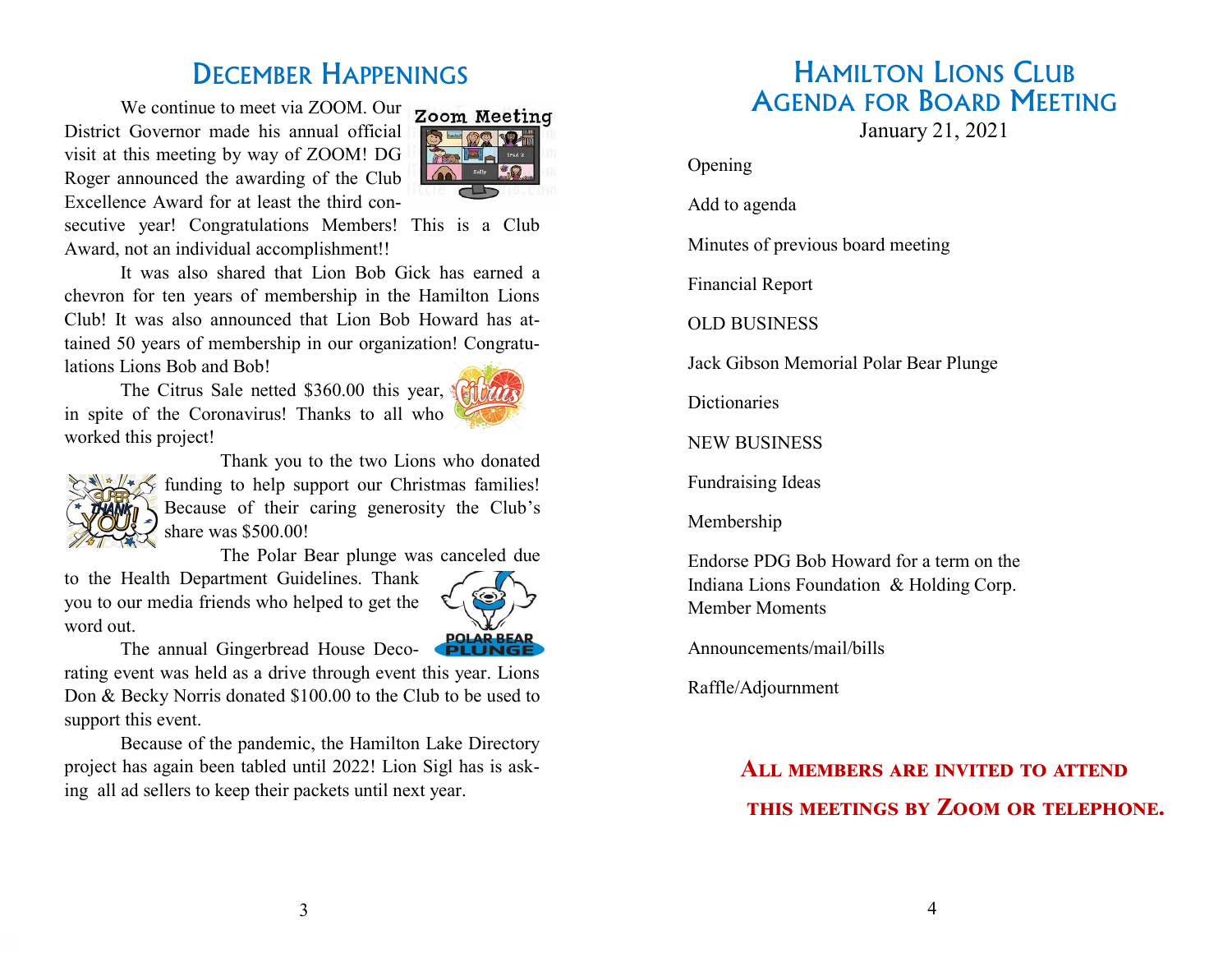# December Happenings

We continue to meet via ZOOM. Our District Governor made his annual official visit at this meeting by way of ZOOM! DG Roger announced the awarding of the Club Excellence Award for at least the third consecutive year! Congratulations Members! This is a Club Award, not an individual accomplishment!!

It was also shared that Lion Bob Gick has earned a chevron for ten years of membership in the Hamilton Lions Club! It was also announced that Lion Bob Howard has attained 50 years of membership in our organization! Congratulations Lions Bob and Bob!

The Citrus Sale netted $360.00 this year, in spite of the Coronavirus! Thanks to all who worked this project!

Thank you to the two Lions who donated funding to help support our Christmas families! Because of their caring generosity the Club's share was $500.00!

The Polar Bear plunge was canceled due to the Health Department Guidelines. Thank you to our media friends who helped to get the word out.

The annual Gingerbread House Decorating event was held as a drive through event this year. Lions Don & Becky Norris donated $100.00 to the Club to be used to support this event.

Because of the pandemic, the Hamilton Lake Directory project has again been tabled until 2022! Lion Sigl has is asking all ad sellers to keep their packets until next year.

# Hamilton Lions Club Agenda for Board Meeting

January 21, 2021

Opening

Add to agenda

Minutes of previous board meeting

Financial Report

OLD BUSINESS

Jack Gibson Memorial Polar Bear Plunge

Dictionaries

NEW BUSINESS

Fundraising Ideas

Membership

Endorse PDG Bob Howard for a term on the Indiana Lions Foundation & Holding Corp.

Member Moments

Announcements/mail/bills

Raffle/Adjournment

**All members are invited to attend this meetings by Zoom or telephone.**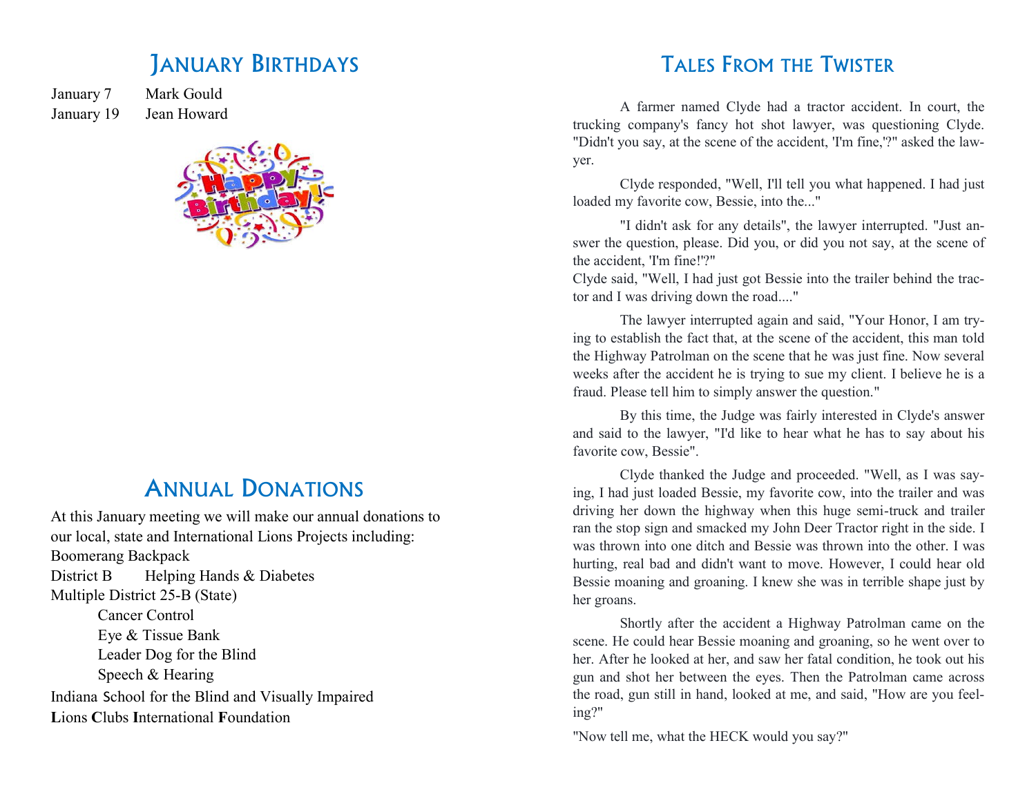## January Birthdays

| | |
|---|---|
| January 7 | Mark Gould |
| January 19 | Jean Howard |

## Annual Donations

At this January meeting we will make our annual donations to our local, state and International Lions Projects including:

Boomerang Backpack

District B Helping Hands & Diabetes

Multiple District 25-B (State)

- Cancer Control
- Eye & Tissue Bank
- Leader Dog for the Blind
- Speech & Hearing

Indiana School for the Blind and Visually Impaired

**L**ions **C**lubs **I**nternational **F**oundation

## Tales From the Twister

A farmer named Clyde had a tractor accident. In court, the trucking company's fancy hot shot lawyer, was questioning Clyde. "Didn't you say, at the scene of the accident, 'I'm fine,'?" asked the lawyer.

Clyde responded, "Well, I'll tell you what happened. I had just loaded my favorite cow, Bessie, into the..."

"I didn't ask for any details", the lawyer interrupted. "Just answer the question, please. Did you, or did you not say, at the scene of the accident, 'I'm fine!'?"

Clyde said, "Well, I had just got Bessie into the trailer behind the tractor and I was driving down the road...."

The lawyer interrupted again and said, "Your Honor, I am trying to establish the fact that, at the scene of the accident, this man told the Highway Patrolman on the scene that he was just fine. Now several weeks after the accident he is trying to sue my client. I believe he is a fraud. Please tell him to simply answer the question."

By this time, the Judge was fairly interested in Clyde's answer and said to the lawyer, "I'd like to hear what he has to say about his favorite cow, Bessie".

Clyde thanked the Judge and proceeded. "Well, as I was saying, I had just loaded Bessie, my favorite cow, into the trailer and was driving her down the highway when this huge semi-truck and trailer ran the stop sign and smacked my John Deer Tractor right in the side. I was thrown into one ditch and Bessie was thrown into the other. I was hurting, real bad and didn't want to move. However, I could hear old Bessie moaning and groaning. I knew she was in terrible shape just by her groans.

Shortly after the accident a Highway Patrolman came on the scene. He could hear Bessie moaning and groaning, so he went over to her. After he looked at her, and saw her fatal condition, he took out his gun and shot her between the eyes. Then the Patrolman came across the road, gun still in hand, looked at me, and said, "How are you feeling?"

"Now tell me, what the HECK would you say?"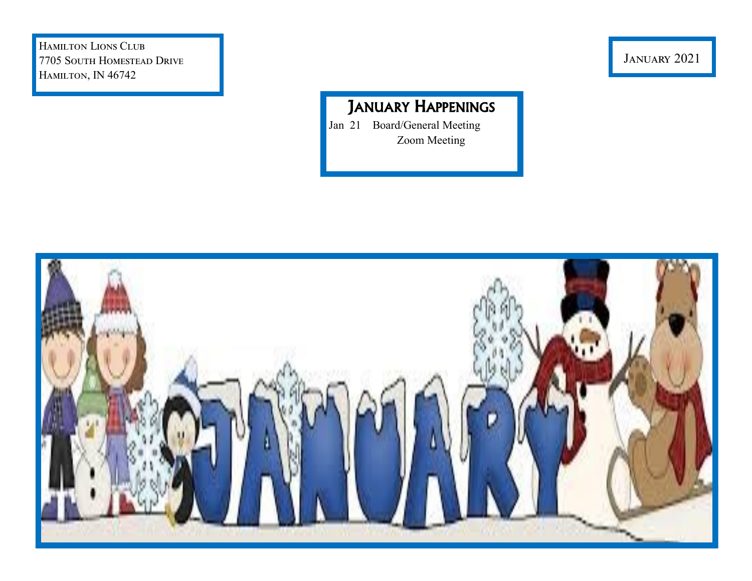Hamilton Lions Club
7705 South Homestead Drive
Hamilton, IN 46742

January 2021

## January Happenings

Jan 21 Board/General Meeting
Zoom Meeting